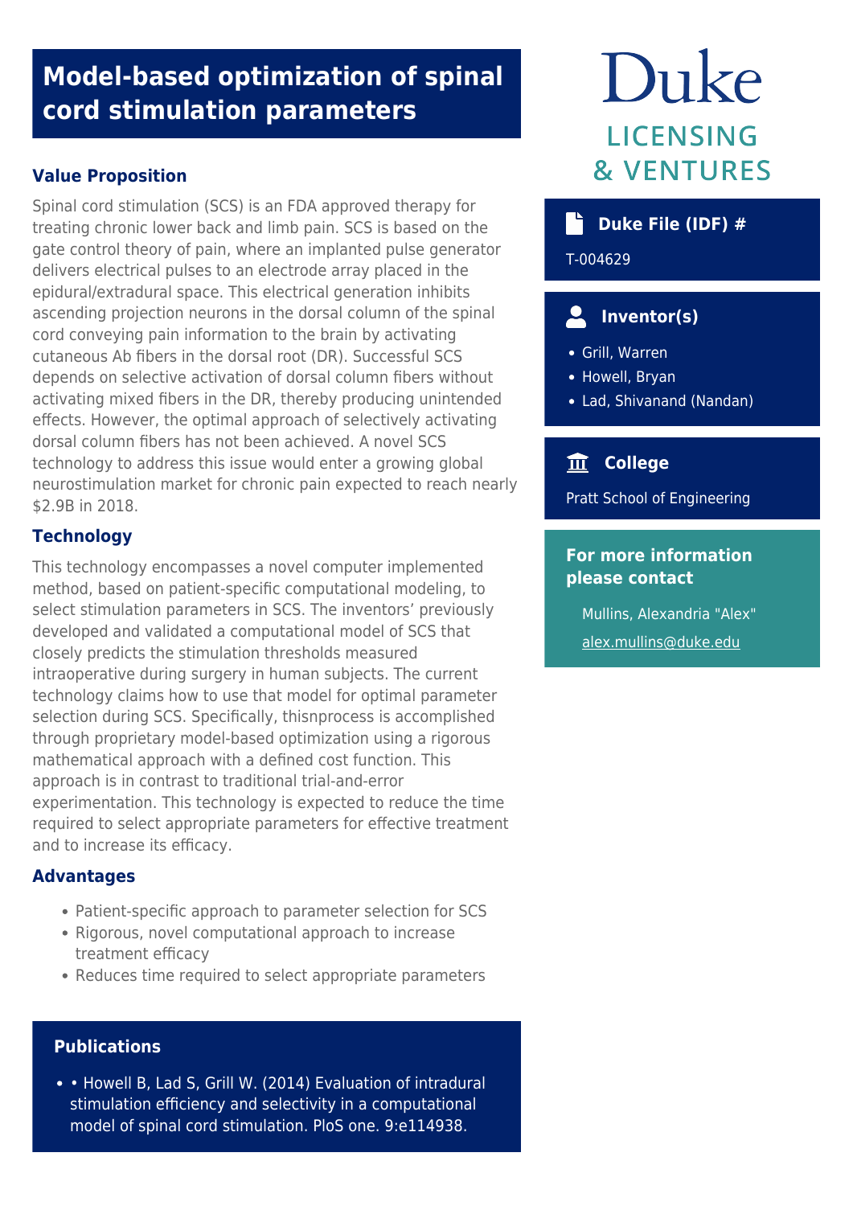# Model-based optimization of spinal cord stimulation parameters

## Value Proposition

Spinal cord stimulation (SCS) is an FDA approved therapy for treating chronic lower back and limb pain. SCS is based on the gate control theory of pain, where an implanted pulse generator delivers electrical pulses to an electrode array placed in the epidural/extradural space. This electrical generation inhibits ascending projection neurons in the dorsal column of the spinal cord conveying pain information to the brain by activating cutaneous Ab fibers in the dorsal root (DR). Successful SCS depends on selective activation of dorsal column fibers without activating mixed fibers in the DR, thereby producing unintended effects. However, the optimal approach of selectively activating dorsal column fibers has not been achieved. A novel SCS technology to address this issue would enter a growing global neurostimulation market for chronic pain expected to reach nearly $2.9B in 2018.

## Technology

This technology encompasses a novel computer implemented method, based on patient-specific computational modeling, to select stimulation parameters in SCS. The inventors' previously developed and validated a computational model of SCS that closely predicts the stimulation thresholds measured intraoperative during surgery in human subjects. The current technology claims how to use that model for optimal parameter selection during SCS. Specifically, thisnprocess is accomplished through proprietary model-based optimization using a rigorous mathematical approach with a defined cost function. This approach is in contrast to traditional trial-and-error experimentation. This technology is expected to reduce the time required to select appropriate parameters for effective treatment and to increase its efficacy.

## Advantages

- Patient-specific approach to parameter selection for SCS
- Rigorous, novel computational approach to increase treatment efficacy
- Reduces time required to select appropriate parameters

## Publications

- • Howell B, Lad S, Grill W. (2014) Evaluation of intradural stimulation efficiency and selectivity in a computational model of spinal cord stimulation. PloS one. 9:e114938.

Duke LICENSING & VENTURES

### Duke File (IDF) #

T-004629

### Inventor(s)

- Grill, Warren
- Howell, Bryan
- Lad, Shivanand (Nandan)

### College

Pratt School of Engineering

### For more information please contact

Mullins, Alexandria "Alex"

alex.mullins@duke.edu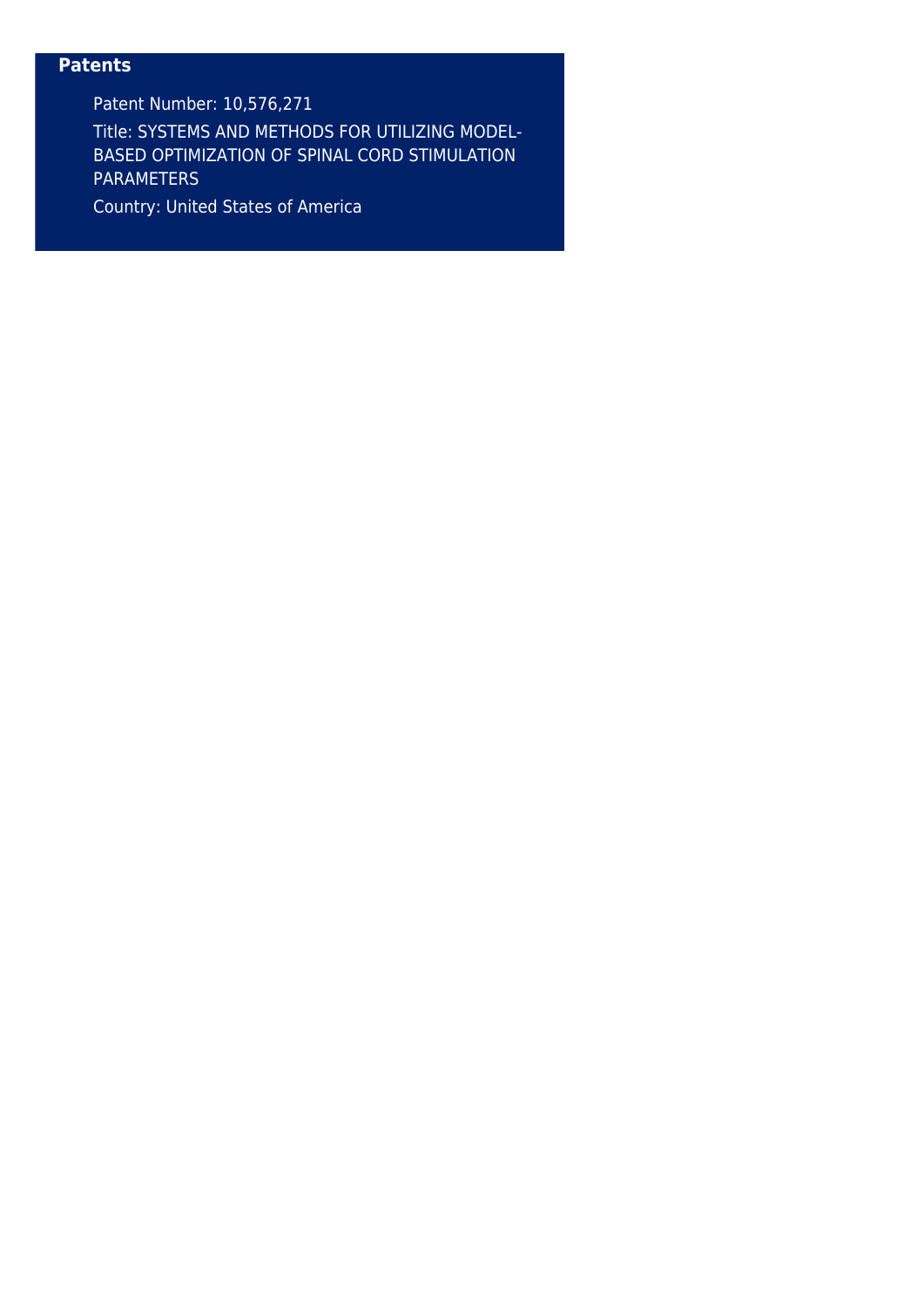## Patents

Patent Number: 10,576,271

Title: SYSTEMS AND METHODS FOR UTILIZING MODEL-BASED OPTIMIZATION OF SPINAL CORD STIMULATION PARAMETERS

Country: United States of America